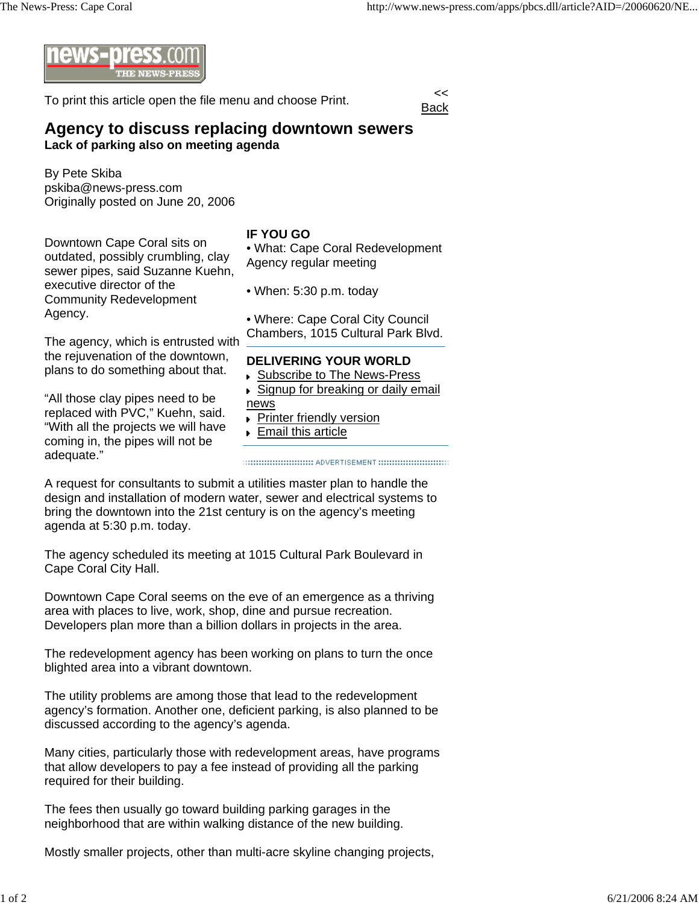To print this article open the file menu and choose Print.

<< Back

# Agency to discuss replacing downtown sewers

**Lack of parking also on meeting agenda**

By Pete Skiba
pskiba@news-press.com
Originally posted on June 20, 2006

Downtown Cape Coral sits on outdated, possibly crumbling, clay sewer pipes, said Suzanne Kuehn, executive director of the Community Redevelopment Agency.

The agency, which is entrusted with the rejuvenation of the downtown, plans to do something about that.

"All those clay pipes need to be replaced with PVC," Kuehn, said. "With all the projects we will have coming in, the pipes will not be adequate."

**IF YOU GO**

- What: Cape Coral Redevelopment Agency regular meeting
- When: 5:30 p.m. today
- Where: Cape Coral City Council Chambers, 1015 Cultural Park Blvd.

**DELIVERING YOUR WORLD**

- Subscribe to The News-Press
- Signup for breaking or daily email news
- Printer friendly version
- Email this article

ADVERTISEMENT

A request for consultants to submit a utilities master plan to handle the design and installation of modern water, sewer and electrical systems to bring the downtown into the 21st century is on the agency's meeting agenda at 5:30 p.m. today.

The agency scheduled its meeting at 1015 Cultural Park Boulevard in Cape Coral City Hall.

Downtown Cape Coral seems on the eve of an emergence as a thriving area with places to live, work, shop, dine and pursue recreation. Developers plan more than a billion dollars in projects in the area.

The redevelopment agency has been working on plans to turn the once blighted area into a vibrant downtown.

The utility problems are among those that lead to the redevelopment agency's formation. Another one, deficient parking, is also planned to be discussed according to the agency's agenda.

Many cities, particularly those with redevelopment areas, have programs that allow developers to pay a fee instead of providing all the parking required for their building.

The fees then usually go toward building parking garages in the neighborhood that are within walking distance of the new building.

Mostly smaller projects, other than multi-acre skyline changing projects,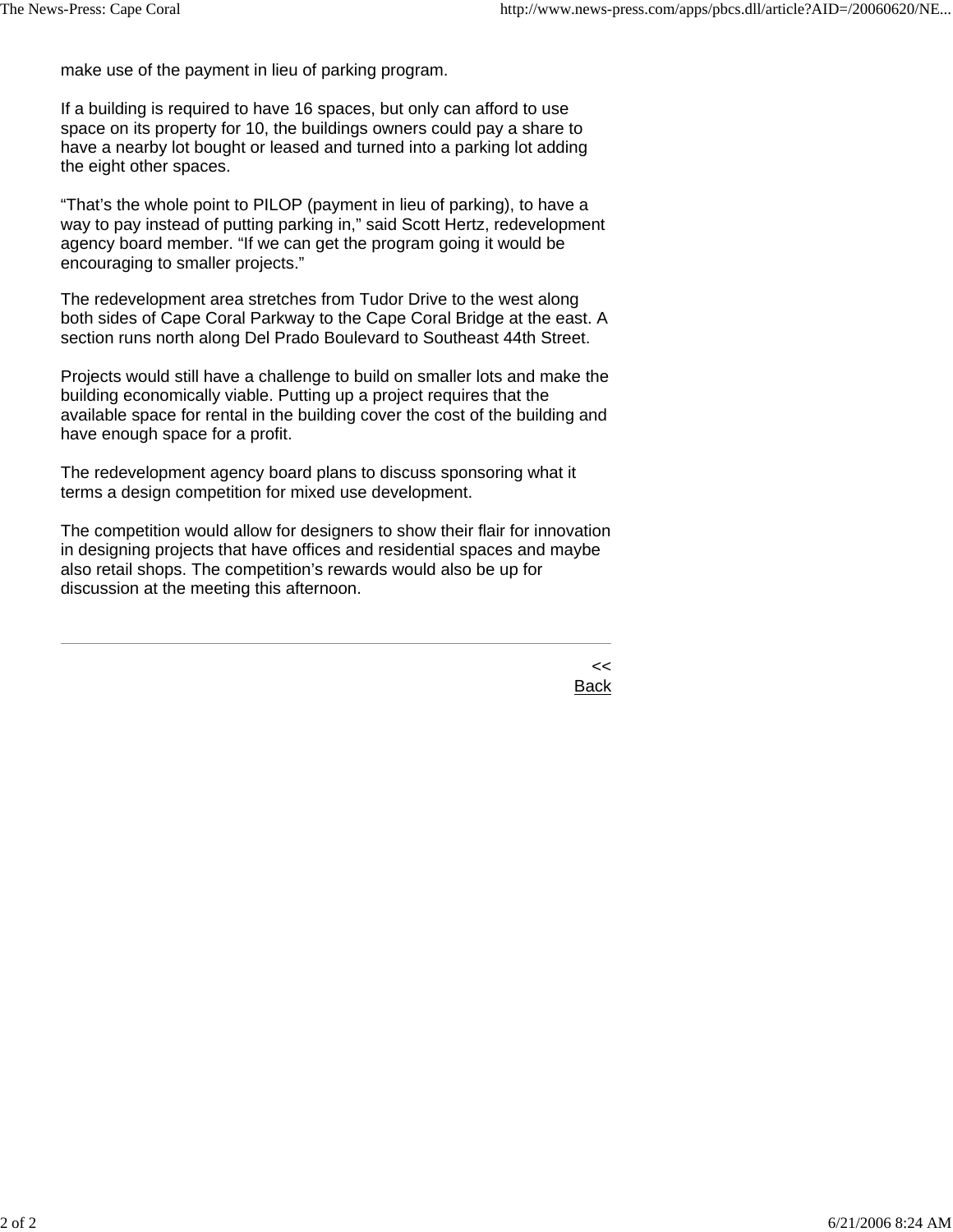make use of the payment in lieu of parking program.

If a building is required to have 16 spaces, but only can afford to use space on its property for 10, the buildings owners could pay a share to have a nearby lot bought or leased and turned into a parking lot adding the eight other spaces.

“That’s the whole point to PILOP (payment in lieu of parking), to have a way to pay instead of putting parking in,” said Scott Hertz, redevelopment agency board member. “If we can get the program going it would be encouraging to smaller projects.”

The redevelopment area stretches from Tudor Drive to the west along both sides of Cape Coral Parkway to the Cape Coral Bridge at the east. A section runs north along Del Prado Boulevard to Southeast 44th Street.

Projects would still have a challenge to build on smaller lots and make the building economically viable. Putting up a project requires that the available space for rental in the building cover the cost of the building and have enough space for a profit.

The redevelopment agency board plans to discuss sponsoring what it terms a design competition for mixed use development.

The competition would allow for designers to show their flair for innovation in designing projects that have offices and residential spaces and maybe also retail shops. The competition’s rewards would also be up for discussion at the meeting this afternoon.

---

<< Back